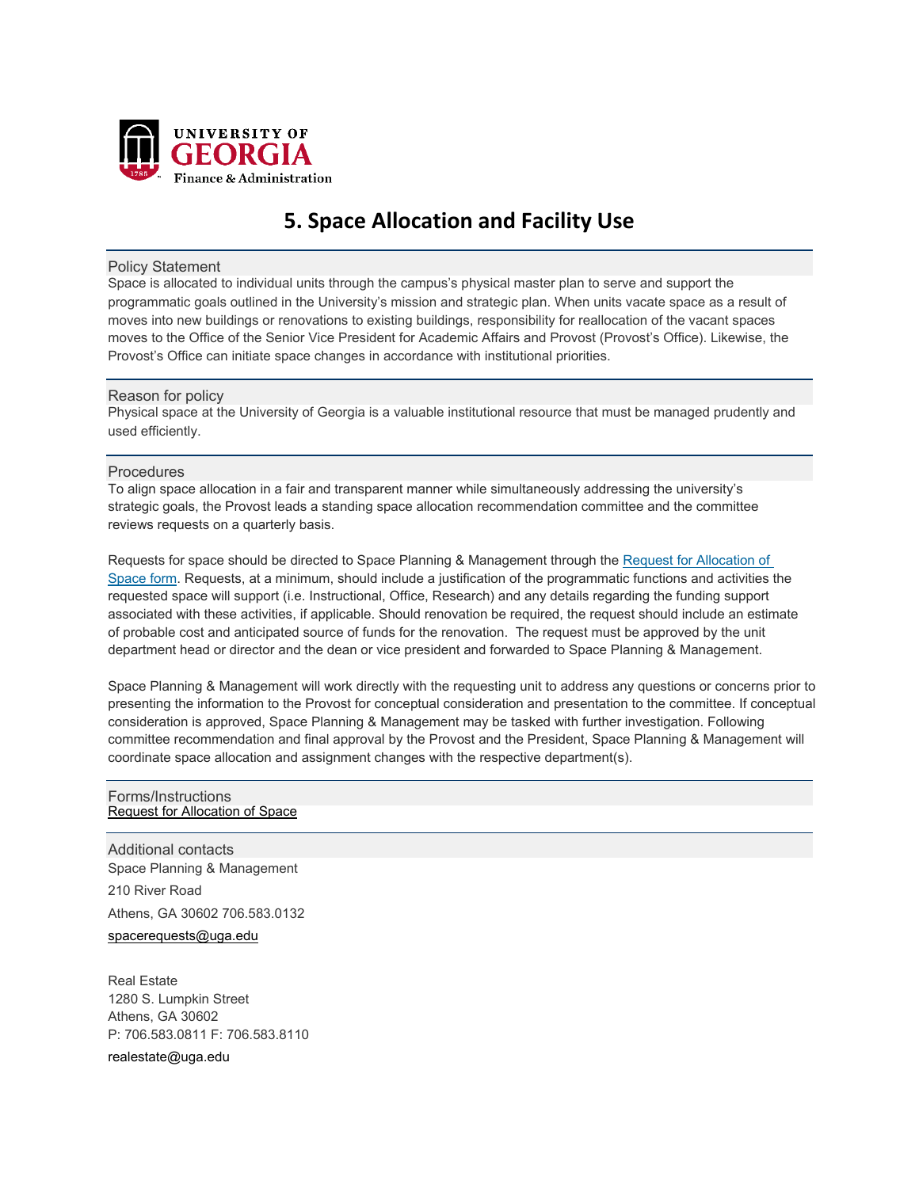UNIVERSITY OF GEORGIA
Finance & Administration

# 5. Space Allocation and Facility Use

## Policy Statement

Space is allocated to individual units through the campus's physical master plan to serve and support the programmatic goals outlined in the University's mission and strategic plan. When units vacate space as a result of moves into new buildings or renovations to existing buildings, responsibility for reallocation of the vacant spaces moves to the Office of the Senior Vice President for Academic Affairs and Provost (Provost's Office). Likewise, the Provost's Office can initiate space changes in accordance with institutional priorities.

## Reason for policy

Physical space at the University of Georgia is a valuable institutional resource that must be managed prudently and used efficiently.

## Procedures

To align space allocation in a fair and transparent manner while simultaneously addressing the university's strategic goals, the Provost leads a standing space allocation recommendation committee and the committee reviews requests on a quarterly basis.

Requests for space should be directed to Space Planning & Management through the Request for Allocation of Space form. Requests, at a minimum, should include a justification of the programmatic functions and activities the requested space will support (i.e. Instructional, Office, Research) and any details regarding the funding support associated with these activities, if applicable. Should renovation be required, the request should include an estimate of probable cost and anticipated source of funds for the renovation. The request must be approved by the unit department head or director and the dean or vice president and forwarded to Space Planning & Management.

Space Planning & Management will work directly with the requesting unit to address any questions or concerns prior to presenting the information to the Provost for conceptual consideration and presentation to the committee. If conceptual consideration is approved, Space Planning & Management may be tasked with further investigation. Following committee recommendation and final approval by the Provost and the President, Space Planning & Management will coordinate space allocation and assignment changes with the respective department(s).

## Forms/Instructions

Request for Allocation of Space

## Additional contacts

Space Planning & Management

210 River Road

Athens, GA 30602 706.583.0132

spacerequests@uga.edu

Real Estate
1280 S. Lumpkin Street
Athens, GA 30602
P: 706.583.0811 F: 706.583.8110

realestate@uga.edu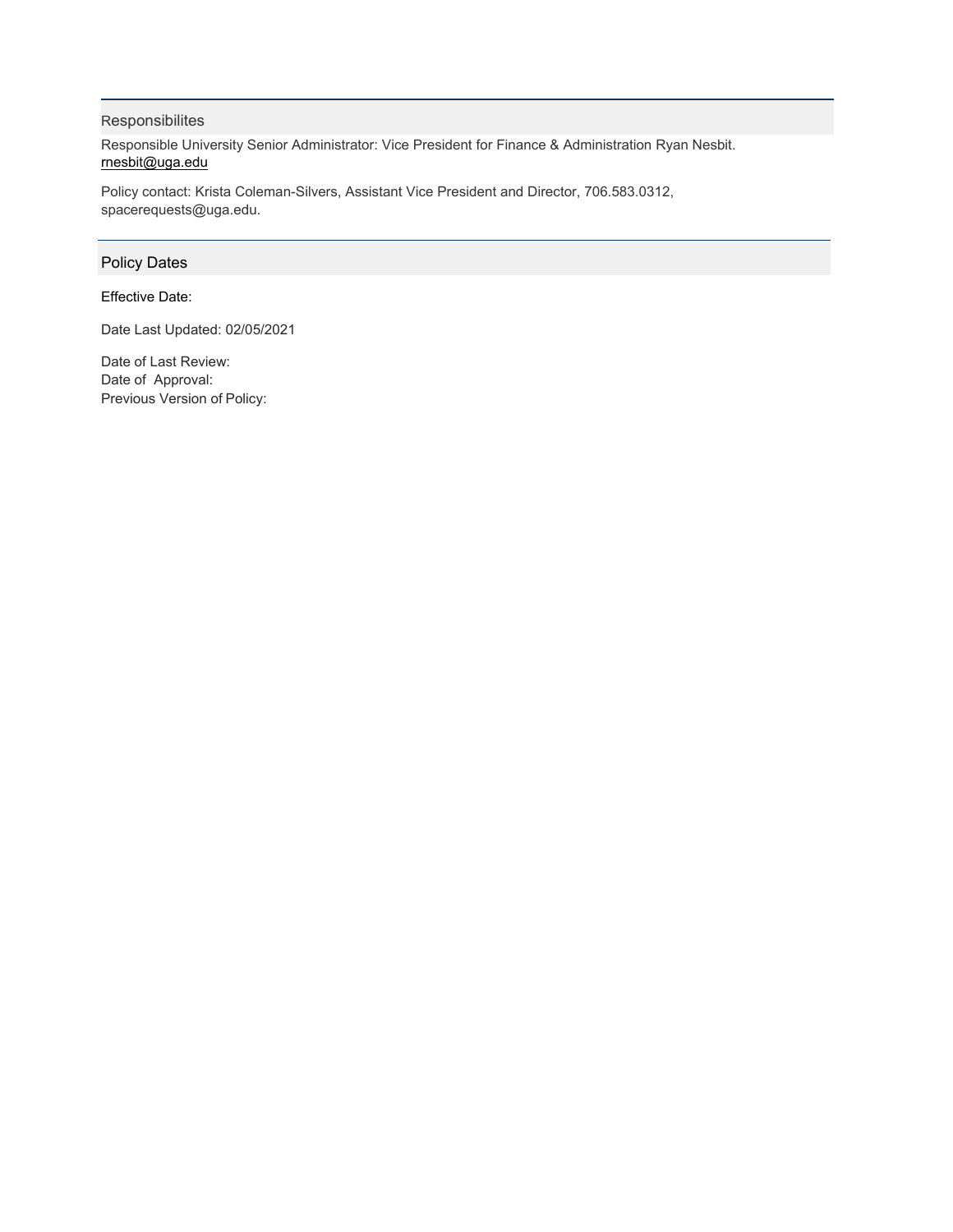## Responsibilites

Responsible University Senior Administrator: Vice President for Finance & Administration Ryan Nesbit. rnesbit@uga.edu

Policy contact: Krista Coleman-Silvers, Assistant Vice President and Director, 706.583.0312, spacerequests@uga.edu.

## Policy Dates

Effective Date:

Date Last Updated: 02/05/2021

Date of Last Review:
Date of Approval:
Previous Version of Policy: